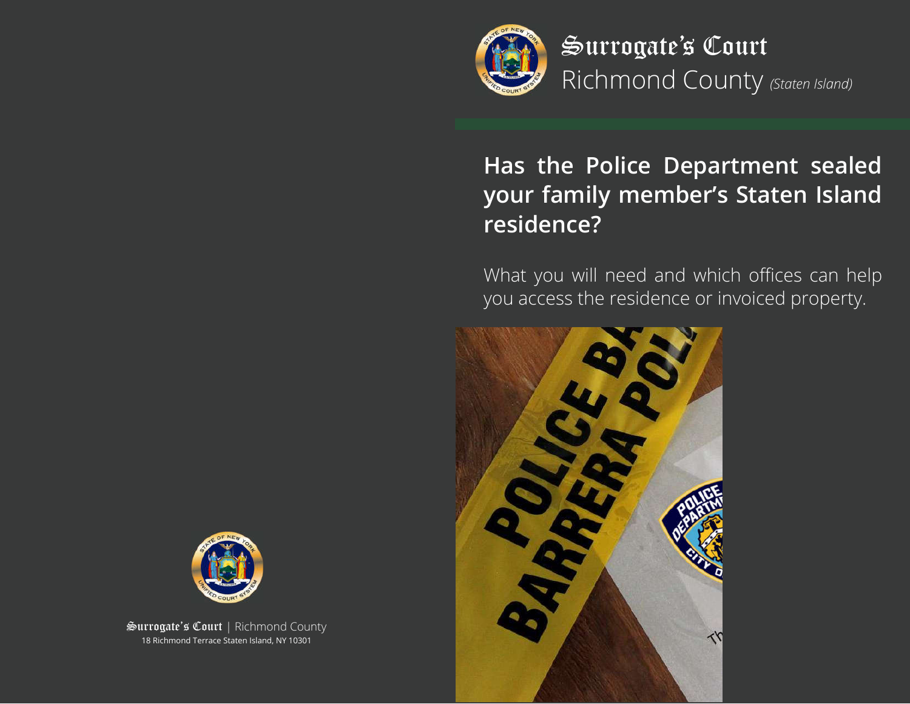# Surrogate's Court

Richmond County *(Staten Island)*

## Has the Police Department sealed your family member's Staten Island residence?

What you will need and which offices can help you access the residence or invoiced property.

Surrogate's Court | Richmond County

18 Richmond Terrace Staten Island, NY 10301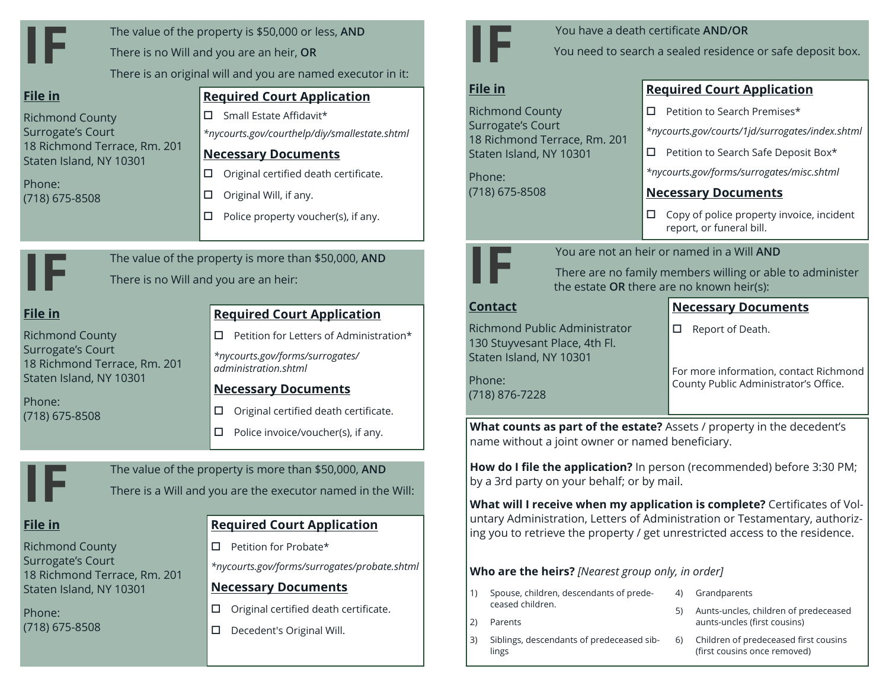# IF

The value of the property is $50,000 or less, **AND**

There is no Will and you are an heir, **OR**

There is an original will and you are named executor in it:

**File in**

Richmond County
Surrogate's Court
18 Richmond Terrace, Rm. 201
Staten Island, NY 10301

Phone:
(718) 675-8508

**Required Court Application**

- ☐ Small Estate Affidavit*

*nycourts.gov/courthelp/diy/smallestate.shtml*

**Necessary Documents**

- ☐ Original certified death certificate.
- ☐ Original Will, if any.
- ☐ Police property voucher(s), if any.

# IF

The value of the property is more than $50,000, **AND**

There is no Will and you are an heir:

**File in**

Richmond County
Surrogate's Court
18 Richmond Terrace, Rm. 201
Staten Island, NY 10301

Phone:
(718) 675-8508

**Required Court Application**

- ☐ Petition for Letters of Administration*

*nycourts.gov/forms/surrogates/administration.shtml*

**Necessary Documents**

- ☐ Original certified death certificate.
- ☐ Police invoice/voucher(s), if any.

# IF

The value of the property is more than $50,000, **AND**

There is a Will and you are the executor named in the Will:

**File in**

Richmond County
Surrogate's Court
18 Richmond Terrace, Rm. 201
Staten Island, NY 10301

Phone:
(718) 675-8508

**Required Court Application**

- ☐ Petition for Probate*

*nycourts.gov/forms/surrogates/probate.shtml*

**Necessary Documents**

- ☐ Original certified death certificate.
- ☐ Decedent's Original Will.

# IF

You have a death certificate **AND/OR**

You need to search a sealed residence or safe deposit box.

**File in**

Richmond County
Surrogate's Court
18 Richmond Terrace, Rm. 201
Staten Island, NY 10301

Phone:
(718) 675-8508

**Required Court Application**

- ☐ Petition to Search Premises*

*nycourts.gov/courts/1jd/surrogates/index.shtml*

- ☐ Petition to Search Safe Deposit Box*

*nycourts.gov/forms/surrogates/misc.shtml*

**Necessary Documents**

- ☐ Copy of police property invoice, incident report, or funeral bill.

# IF

You are not an heir or named in a Will **AND**

There are no family members willing or able to administer the estate **OR** there are no known heir(s):

**Contact**

Richmond Public Administrator
130 Stuyvesant Place, 4th Fl.
Staten Island, NY 10301

Phone:
(718) 876-7228

**Necessary Documents**

- ☐ Report of Death.

For more information, contact Richmond County Public Administrator's Office.

**What counts as part of the estate?** Assets / property in the decedent's name without a joint owner or named beneficiary.

**How do I file the application?** In person (recommended) before 3:30 PM; by a 3rd party on your behalf; or by mail.

**What will I receive when my application is complete?** Certificates of Voluntary Administration, Letters of Administration or Testamentary, authorizing you to retrieve the property / get unrestricted access to the residence.

**Who are the heirs?** *[Nearest group only, in order]*

1) Spouse, children, descendants of predeceased children.
2) Parents
3) Siblings, descendants of predeceased siblings
4) Grandparents
5) Aunts-uncles, children of predeceased aunts-uncles (first cousins)
6) Children of predeceased first cousins (first cousins once removed)